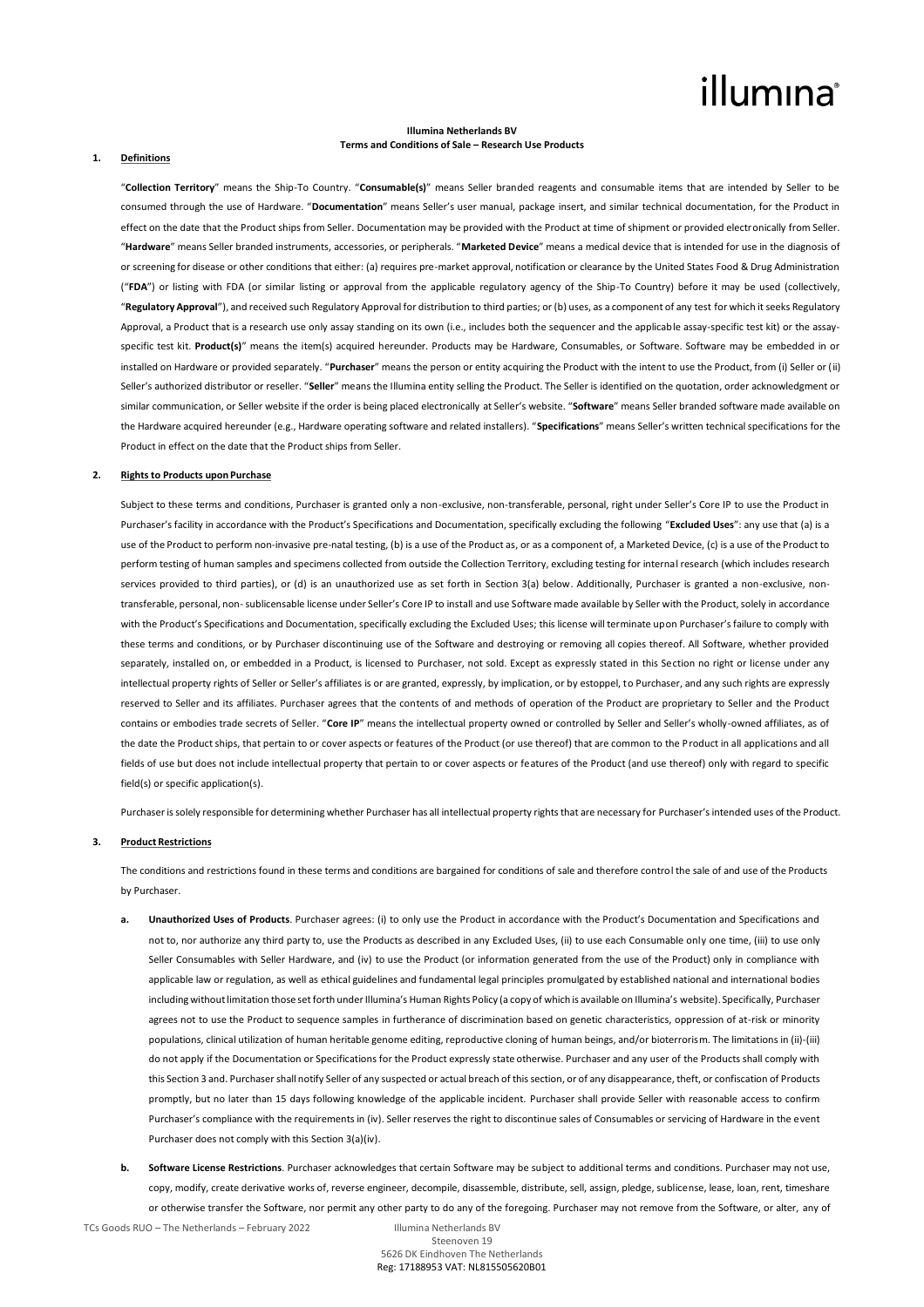**Illumina Netherlands BV**
**Terms and Conditions of Sale – Research Use Products**

## 1. Definitions

"**Collection Territory**" means the Ship-To Country. "**Consumable(s)**" means Seller branded reagents and consumable items that are intended by Seller to be consumed through the use of Hardware. "**Documentation**" means Seller's user manual, package insert, and similar technical documentation, for the Product in effect on the date that the Product ships from Seller. Documentation may be provided with the Product at time of shipment or provided electronically from Seller. "**Hardware**" means Seller branded instruments, accessories, or peripherals. "**Marketed Device**" means a medical device that is intended for use in the diagnosis of or screening for disease or other conditions that either: (a) requires pre-market approval, notification or clearance by the United States Food & Drug Administration ("**FDA**") or listing with FDA (or similar listing or approval from the applicable regulatory agency of the Ship-To Country) before it may be used (collectively, "**Regulatory Approval**"), and received such Regulatory Approval for distribution to third parties; or (b) uses, as a component of any test for which it seeks Regulatory Approval, a Product that is a research use only assay standing on its own (i.e., includes both the sequencer and the applicable assay-specific test kit) or the assay-specific test kit. **Product(s)**" means the item(s) acquired hereunder. Products may be Hardware, Consumables, or Software. Software may be embedded in or installed on Hardware or provided separately. "**Purchaser**" means the person or entity acquiring the Product with the intent to use the Product, from (i) Seller or (ii) Seller's authorized distributor or reseller. "**Seller**" means the Illumina entity selling the Product. The Seller is identified on the quotation, order acknowledgment or similar communication, or Seller website if the order is being placed electronically at Seller's website. "**Software**" means Seller branded software made available on the Hardware acquired hereunder (e.g., Hardware operating software and related installers). "**Specifications**" means Seller's written technical specifications for the Product in effect on the date that the Product ships from Seller.

## 2. Rights to Products upon Purchase

Subject to these terms and conditions, Purchaser is granted only a non-exclusive, non-transferable, personal, right under Seller's Core IP to use the Product in Purchaser's facility in accordance with the Product's Specifications and Documentation, specifically excluding the following "**Excluded Uses**": any use that (a) is a use of the Product to perform non-invasive pre-natal testing, (b) is a use of the Product as, or as a component of, a Marketed Device, (c) is a use of the Product to perform testing of human samples and specimens collected from outside the Collection Territory, excluding testing for internal research (which includes research services provided to third parties), or (d) is an unauthorized use as set forth in Section 3(a) below. Additionally, Purchaser is granted a non-exclusive, non-transferable, personal, non- sublicensable license under Seller's Core IP to install and use Software made available by Seller with the Product, solely in accordance with the Product's Specifications and Documentation, specifically excluding the Excluded Uses; this license will terminate upon Purchaser's failure to comply with these terms and conditions, or by Purchaser discontinuing use of the Software and destroying or removing all copies thereof. All Software, whether provided separately, installed on, or embedded in a Product, is licensed to Purchaser, not sold. Except as expressly stated in this Section no right or license under any intellectual property rights of Seller or Seller's affiliates is or are granted, expressly, by implication, or by estoppel, to Purchaser, and any such rights are expressly reserved to Seller and its affiliates. Purchaser agrees that the contents of and methods of operation of the Product are proprietary to Seller and the Product contains or embodies trade secrets of Seller. "**Core IP**" means the intellectual property owned or controlled by Seller and Seller's wholly-owned affiliates, as of the date the Product ships, that pertain to or cover aspects or features of the Product (or use thereof) that are common to the Product in all applications and all fields of use but does not include intellectual property that pertain to or cover aspects or features of the Product (and use thereof) only with regard to specific field(s) or specific application(s).

Purchaser is solely responsible for determining whether Purchaser has all intellectual property rights that are necessary for Purchaser's intended uses of the Product.

## 3. Product Restrictions

The conditions and restrictions found in these terms and conditions are bargained for conditions of sale and therefore control the sale of and use of the Products by Purchaser.

**a. Unauthorized Uses of Products**. Purchaser agrees: (i) to only use the Product in accordance with the Product's Documentation and Specifications and not to, nor authorize any third party to, use the Products as described in any Excluded Uses, (ii) to use each Consumable only one time, (iii) to use only Seller Consumables with Seller Hardware, and (iv) to use the Product (or information generated from the use of the Product) only in compliance with applicable law or regulation, as well as ethical guidelines and fundamental legal principles promulgated by established national and international bodies including without limitation those set forth under Illumina's Human Rights Policy (a copy of which is available on Illumina's website). Specifically, Purchaser agrees not to use the Product to sequence samples in furtherance of discrimination based on genetic characteristics, oppression of at-risk or minority populations, clinical utilization of human heritable genome editing, reproductive cloning of human beings, and/or bioterrorism. The limitations in (ii)-(iii) do not apply if the Documentation or Specifications for the Product expressly state otherwise. Purchaser and any user of the Products shall comply with this Section 3 and. Purchaser shall notify Seller of any suspected or actual breach of this section, or of any disappearance, theft, or confiscation of Products promptly, but no later than 15 days following knowledge of the applicable incident. Purchaser shall provide Seller with reasonable access to confirm Purchaser's compliance with the requirements in (iv). Seller reserves the right to discontinue sales of Consumables or servicing of Hardware in the event Purchaser does not comply with this Section 3(a)(iv).

**b. Software License Restrictions**. Purchaser acknowledges that certain Software may be subject to additional terms and conditions. Purchaser may not use, copy, modify, create derivative works of, reverse engineer, decompile, disassemble, distribute, sell, assign, pledge, sublicense, lease, loan, rent, timeshare or otherwise transfer the Software, nor permit any other party to do any of the foregoing. Purchaser may not remove from the Software, or alter, any of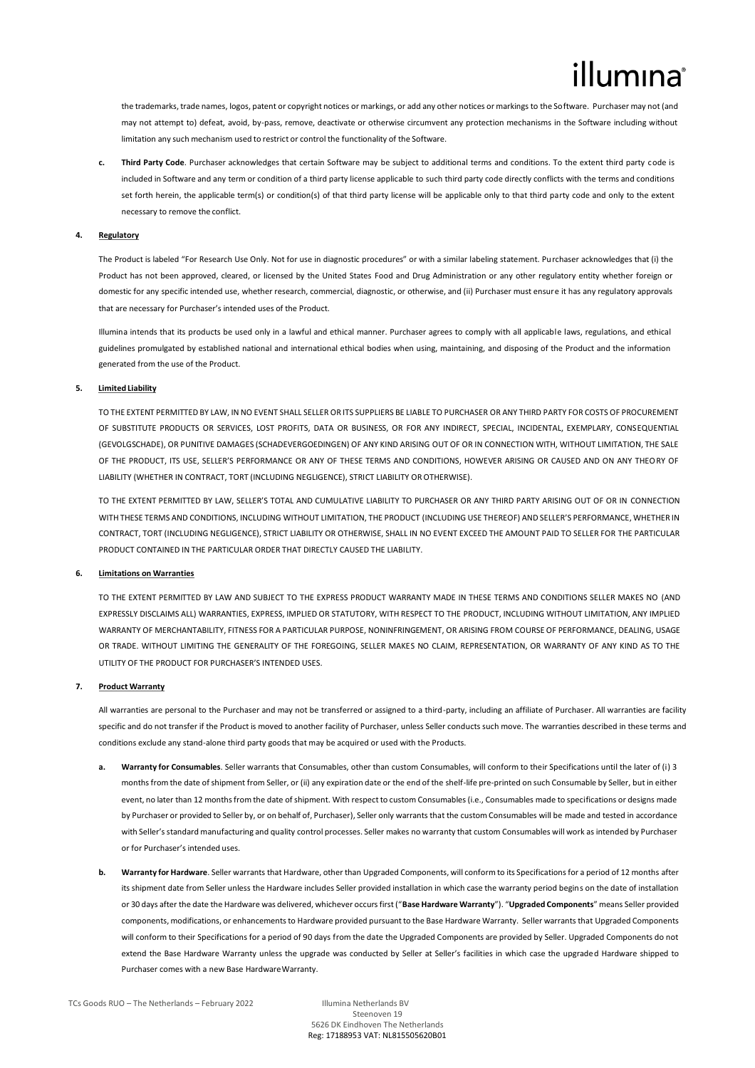the trademarks, trade names, logos, patent or copyright notices or markings, or add any other notices or markings to the Software. Purchaser may not (and may not attempt to) defeat, avoid, by-pass, remove, deactivate or otherwise circumvent any protection mechanisms in the Software including without limitation any such mechanism used to restrict or control the functionality of the Software.

**c. Third Party Code**. Purchaser acknowledges that certain Software may be subject to additional terms and conditions. To the extent third party code is included in Software and any term or condition of a third party license applicable to such third party code directly conflicts with the terms and conditions set forth herein, the applicable term(s) or condition(s) of that third party license will be applicable only to that third party code and only to the extent necessary to remove the conflict.

**4. Regulatory**

The Product is labeled "For Research Use Only. Not for use in diagnostic procedures" or with a similar labeling statement. Purchaser acknowledges that (i) the Product has not been approved, cleared, or licensed by the United States Food and Drug Administration or any other regulatory entity whether foreign or domestic for any specific intended use, whether research, commercial, diagnostic, or otherwise, and (ii) Purchaser must ensure it has any regulatory approvals that are necessary for Purchaser's intended uses of the Product.

Illumina intends that its products be used only in a lawful and ethical manner. Purchaser agrees to comply with all applicable laws, regulations, and ethical guidelines promulgated by established national and international ethical bodies when using, maintaining, and disposing of the Product and the information generated from the use of the Product.

**5. Limited Liability**

TO THE EXTENT PERMITTED BY LAW, IN NO EVENT SHALL SELLER OR ITS SUPPLIERS BE LIABLE TO PURCHASER OR ANY THIRD PARTY FOR COSTS OF PROCUREMENT OF SUBSTITUTE PRODUCTS OR SERVICES, LOST PROFITS, DATA OR BUSINESS, OR FOR ANY INDIRECT, SPECIAL, INCIDENTAL, EXEMPLARY, CONSEQUENTIAL (GEVOLGSCHADE), OR PUNITIVE DAMAGES (SCHADEVERGOEDINGEN) OF ANY KIND ARISING OUT OF OR IN CONNECTION WITH, WITHOUT LIMITATION, THE SALE OF THE PRODUCT, ITS USE, SELLER'S PERFORMANCE OR ANY OF THESE TERMS AND CONDITIONS, HOWEVER ARISING OR CAUSED AND ON ANY THEORY OF LIABILITY (WHETHER IN CONTRACT, TORT (INCLUDING NEGLIGENCE), STRICT LIABILITY OR OTHERWISE).

TO THE EXTENT PERMITTED BY LAW, SELLER'S TOTAL AND CUMULATIVE LIABILITY TO PURCHASER OR ANY THIRD PARTY ARISING OUT OF OR IN CONNECTION WITH THESE TERMS AND CONDITIONS, INCLUDING WITHOUT LIMITATION, THE PRODUCT (INCLUDING USE THEREOF) AND SELLER'S PERFORMANCE, WHETHER IN CONTRACT, TORT (INCLUDING NEGLIGENCE), STRICT LIABILITY OR OTHERWISE, SHALL IN NO EVENT EXCEED THE AMOUNT PAID TO SELLER FOR THE PARTICULAR PRODUCT CONTAINED IN THE PARTICULAR ORDER THAT DIRECTLY CAUSED THE LIABILITY.

**6. Limitations on Warranties**

TO THE EXTENT PERMITTED BY LAW AND SUBJECT TO THE EXPRESS PRODUCT WARRANTY MADE IN THESE TERMS AND CONDITIONS SELLER MAKES NO (AND EXPRESSLY DISCLAIMS ALL) WARRANTIES, EXPRESS, IMPLIED OR STATUTORY, WITH RESPECT TO THE PRODUCT, INCLUDING WITHOUT LIMITATION, ANY IMPLIED WARRANTY OF MERCHANTABILITY, FITNESS FOR A PARTICULAR PURPOSE, NONINFRINGEMENT, OR ARISING FROM COURSE OF PERFORMANCE, DEALING, USAGE OR TRADE. WITHOUT LIMITING THE GENERALITY OF THE FOREGOING, SELLER MAKES NO CLAIM, REPRESENTATION, OR WARRANTY OF ANY KIND AS TO THE UTILITY OF THE PRODUCT FOR PURCHASER'S INTENDED USES.

**7. Product Warranty**

All warranties are personal to the Purchaser and may not be transferred or assigned to a third-party, including an affiliate of Purchaser. All warranties are facility specific and do not transfer if the Product is moved to another facility of Purchaser, unless Seller conducts such move. The warranties described in these terms and conditions exclude any stand-alone third party goods that may be acquired or used with the Products.

**a. Warranty for Consumables**. Seller warrants that Consumables, other than custom Consumables, will conform to their Specifications until the later of (i) 3 months from the date of shipment from Seller, or (ii) any expiration date or the end of the shelf-life pre-printed on such Consumable by Seller, but in either event, no later than 12 months from the date of shipment. With respect to custom Consumables (i.e., Consumables made to specifications or designs made by Purchaser or provided to Seller by, or on behalf of, Purchaser), Seller only warrants that the custom Consumables will be made and tested in accordance with Seller's standard manufacturing and quality control processes. Seller makes no warranty that custom Consumables will work as intended by Purchaser or for Purchaser's intended uses.

**b. Warranty for Hardware**. Seller warrants that Hardware, other than Upgraded Components, will conform to its Specifications for a period of 12 months after its shipment date from Seller unless the Hardware includes Seller provided installation in which case the warranty period begins on the date of installation or 30 days after the date the Hardware was delivered, whichever occurs first ("**Base Hardware Warranty**"). "**Upgraded Components**" means Seller provided components, modifications, or enhancements to Hardware provided pursuant to the Base Hardware Warranty. Seller warrants that Upgraded Components will conform to their Specifications for a period of 90 days from the date the Upgraded Components are provided by Seller. Upgraded Components do not extend the Base Hardware Warranty unless the upgrade was conducted by Seller at Seller's facilities in which case the upgraded Hardware shipped to Purchaser comes with a new Base Hardware Warranty.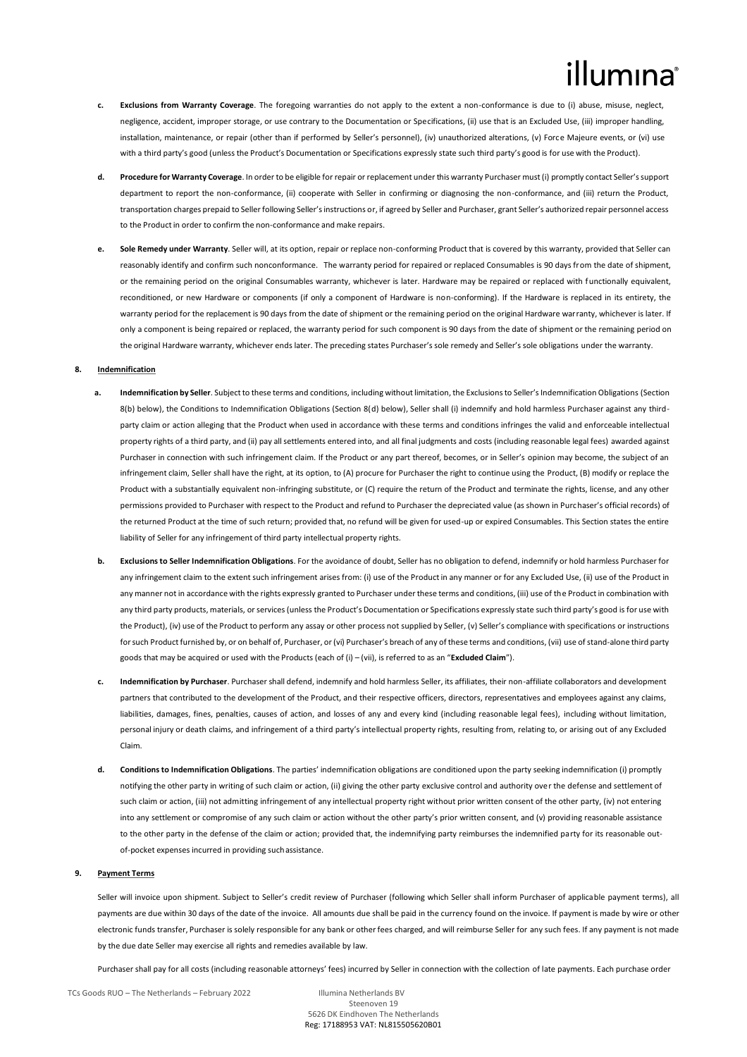- **c. Exclusions from Warranty Coverage**. The foregoing warranties do not apply to the extent a non-conformance is due to (i) abuse, misuse, neglect, negligence, accident, improper storage, or use contrary to the Documentation or Specifications, (ii) use that is an Excluded Use, (iii) improper handling, installation, maintenance, or repair (other than if performed by Seller's personnel), (iv) unauthorized alterations, (v) Force Majeure events, or (vi) use with a third party's good (unless the Product's Documentation or Specifications expressly state such third party's good is for use with the Product).

- **d. Procedure for Warranty Coverage**. In order to be eligible for repair or replacement under this warranty Purchaser must (i) promptly contact Seller's support department to report the non-conformance, (ii) cooperate with Seller in confirming or diagnosing the non-conformance, and (iii) return the Product, transportation charges prepaid to Seller following Seller's instructions or, if agreed by Seller and Purchaser, grant Seller's authorized repair personnel access to the Product in order to confirm the non-conformance and make repairs.

- **e. Sole Remedy under Warranty**. Seller will, at its option, repair or replace non-conforming Product that is covered by this warranty, provided that Seller can reasonably identify and confirm such nonconformance. The warranty period for repaired or replaced Consumables is 90 days from the date of shipment, or the remaining period on the original Consumables warranty, whichever is later. Hardware may be repaired or replaced with functionally equivalent, reconditioned, or new Hardware or components (if only a component of Hardware is non-conforming). If the Hardware is replaced in its entirety, the warranty period for the replacement is 90 days from the date of shipment or the remaining period on the original Hardware warranty, whichever is later. If only a component is being repaired or replaced, the warranty period for such component is 90 days from the date of shipment or the remaining period on the original Hardware warranty, whichever ends later. The preceding states Purchaser's sole remedy and Seller's sole obligations under the warranty.

**8. Indemnification**

- **a. Indemnification by Seller**. Subject to these terms and conditions, including without limitation, the Exclusions to Seller's Indemnification Obligations (Section 8(b) below), the Conditions to Indemnification Obligations (Section 8(d) below), Seller shall (i) indemnify and hold harmless Purchaser against any third-party claim or action alleging that the Product when used in accordance with these terms and conditions infringes the valid and enforceable intellectual property rights of a third party, and (ii) pay all settlements entered into, and all final judgments and costs (including reasonable legal fees) awarded against Purchaser in connection with such infringement claim. If the Product or any part thereof, becomes, or in Seller's opinion may become, the subject of an infringement claim, Seller shall have the right, at its option, to (A) procure for Purchaser the right to continue using the Product, (B) modify or replace the Product with a substantially equivalent non-infringing substitute, or (C) require the return of the Product and terminate the rights, license, and any other permissions provided to Purchaser with respect to the Product and refund to Purchaser the depreciated value (as shown in Purchaser's official records) of the returned Product at the time of such return; provided that, no refund will be given for used-up or expired Consumables. This Section states the entire liability of Seller for any infringement of third party intellectual property rights.

- **b. Exclusions to Seller Indemnification Obligations**. For the avoidance of doubt, Seller has no obligation to defend, indemnify or hold harmless Purchaser for any infringement claim to the extent such infringement arises from: (i) use of the Product in any manner or for any Excluded Use, (ii) use of the Product in any manner not in accordance with the rights expressly granted to Purchaser under these terms and conditions, (iii) use of the Product in combination with any third party products, materials, or services (unless the Product's Documentation or Specifications expressly state such third party's good is for use with the Product), (iv) use of the Product to perform any assay or other process not supplied by Seller, (v) Seller's compliance with specifications or instructions for such Product furnished by, or on behalf of, Purchaser, or (vi) Purchaser's breach of any of these terms and conditions, (vii) use of stand-alone third party goods that may be acquired or used with the Products (each of (i) – (vii), is referred to as an "**Excluded Claim**").

- **c. Indemnification by Purchaser**. Purchaser shall defend, indemnify and hold harmless Seller, its affiliates, their non-affiliate collaborators and development partners that contributed to the development of the Product, and their respective officers, directors, representatives and employees against any claims, liabilities, damages, fines, penalties, causes of action, and losses of any and every kind (including reasonable legal fees), including without limitation, personal injury or death claims, and infringement of a third party's intellectual property rights, resulting from, relating to, or arising out of any Excluded Claim.

- **d. Conditions to Indemnification Obligations**. The parties' indemnification obligations are conditioned upon the party seeking indemnification (i) promptly notifying the other party in writing of such claim or action, (ii) giving the other party exclusive control and authority over the defense and settlement of such claim or action, (iii) not admitting infringement of any intellectual property right without prior written consent of the other party, (iv) not entering into any settlement or compromise of any such claim or action without the other party's prior written consent, and (v) providing reasonable assistance to the other party in the defense of the claim or action; provided that, the indemnifying party reimburses the indemnified party for its reasonable out-of-pocket expenses incurred in providing such assistance.

**9. Payment Terms**

Seller will invoice upon shipment. Subject to Seller's credit review of Purchaser (following which Seller shall inform Purchaser of applicable payment terms), all payments are due within 30 days of the date of the invoice. All amounts due shall be paid in the currency found on the invoice. If payment is made by wire or other electronic funds transfer, Purchaser is solely responsible for any bank or other fees charged, and will reimburse Seller for any such fees. If any payment is not made by the due date Seller may exercise all rights and remedies available by law.

Purchaser shall pay for all costs (including reasonable attorneys' fees) incurred by Seller in connection with the collection of late payments. Each purchase order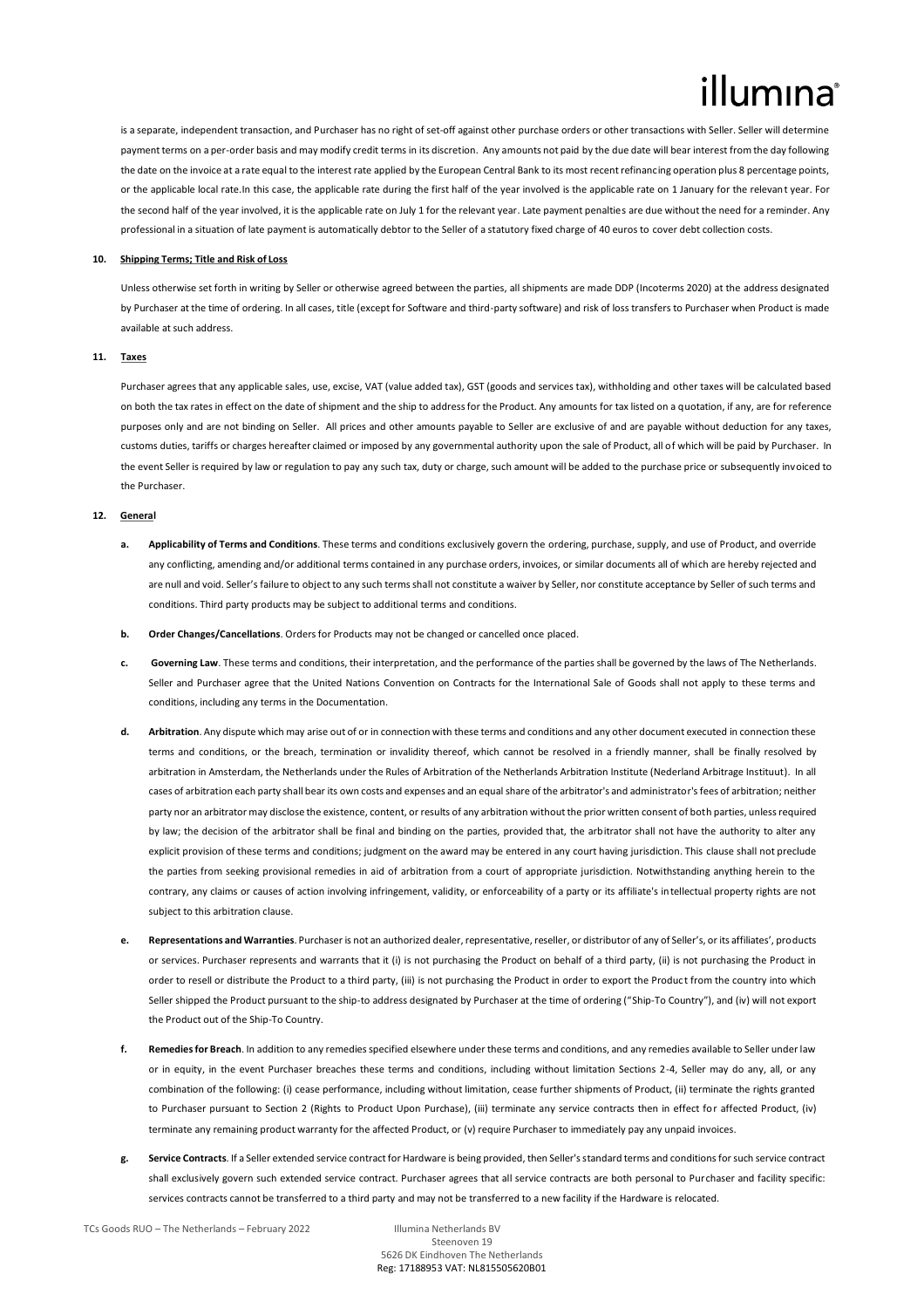is a separate, independent transaction, and Purchaser has no right of set-off against other purchase orders or other transactions with Seller. Seller will determine payment terms on a per-order basis and may modify credit terms in its discretion. Any amounts not paid by the due date will bear interest from the day following the date on the invoice at a rate equal to the interest rate applied by the European Central Bank to its most recent refinancing operation plus 8 percentage points, or the applicable local rate.In this case, the applicable rate during the first half of the year involved is the applicable rate on 1 January for the relevant year. For the second half of the year involved, it is the applicable rate on July 1 for the relevant year. Late payment penalties are due without the need for a reminder. Any professional in a situation of late payment is automatically debtor to the Seller of a statutory fixed charge of 40 euros to cover debt collection costs.

**10. Shipping Terms; Title and Risk of Loss**

Unless otherwise set forth in writing by Seller or otherwise agreed between the parties, all shipments are made DDP (Incoterms 2020) at the address designated by Purchaser at the time of ordering. In all cases, title (except for Software and third-party software) and risk of loss transfers to Purchaser when Product is made available at such address.

**11. Taxes**

Purchaser agrees that any applicable sales, use, excise, VAT (value added tax), GST (goods and services tax), withholding and other taxes will be calculated based on both the tax rates in effect on the date of shipment and the ship to address for the Product. Any amounts for tax listed on a quotation, if any, are for reference purposes only and are not binding on Seller. All prices and other amounts payable to Seller are exclusive of and are payable without deduction for any taxes, customs duties, tariffs or charges hereafter claimed or imposed by any governmental authority upon the sale of Product, all of which will be paid by Purchaser. In the event Seller is required by law or regulation to pay any such tax, duty or charge, such amount will be added to the purchase price or subsequently invoiced to the Purchaser.

**12. General**

**a. Applicability of Terms and Conditions**. These terms and conditions exclusively govern the ordering, purchase, supply, and use of Product, and override any conflicting, amending and/or additional terms contained in any purchase orders, invoices, or similar documents all of which are hereby rejected and are null and void. Seller's failure to object to any such terms shall not constitute a waiver by Seller, nor constitute acceptance by Seller of such terms and conditions. Third party products may be subject to additional terms and conditions.

**b. Order Changes/Cancellations**. Orders for Products may not be changed or cancelled once placed.

**c. Governing Law**. These terms and conditions, their interpretation, and the performance of the parties shall be governed by the laws of The Netherlands. Seller and Purchaser agree that the United Nations Convention on Contracts for the International Sale of Goods shall not apply to these terms and conditions, including any terms in the Documentation.

**d. Arbitration**. Any dispute which may arise out of or in connection with these terms and conditions and any other document executed in connection these terms and conditions, or the breach, termination or invalidity thereof, which cannot be resolved in a friendly manner, shall be finally resolved by arbitration in Amsterdam, the Netherlands under the Rules of Arbitration of the Netherlands Arbitration Institute (Nederland Arbitrage Instituut). In all cases of arbitration each party shall bear its own costs and expenses and an equal share of the arbitrator's and administrator's fees of arbitration; neither party nor an arbitrator may disclose the existence, content, or results of any arbitration without the prior written consent of both parties, unless required by law; the decision of the arbitrator shall be final and binding on the parties, provided that, the arbitrator shall not have the authority to alter any explicit provision of these terms and conditions; judgment on the award may be entered in any court having jurisdiction. This clause shall not preclude the parties from seeking provisional remedies in aid of arbitration from a court of appropriate jurisdiction. Notwithstanding anything herein to the contrary, any claims or causes of action involving infringement, validity, or enforceability of a party or its affiliate's intellectual property rights are not subject to this arbitration clause.

**e. Representations and Warranties**. Purchaser is not an authorized dealer, representative, reseller, or distributor of any of Seller's, or its affiliates', products or services. Purchaser represents and warrants that it (i) is not purchasing the Product on behalf of a third party, (ii) is not purchasing the Product in order to resell or distribute the Product to a third party, (iii) is not purchasing the Product in order to export the Product from the country into which Seller shipped the Product pursuant to the ship-to address designated by Purchaser at the time of ordering ("Ship-To Country"), and (iv) will not export the Product out of the Ship-To Country.

**f. Remedies for Breach**. In addition to any remedies specified elsewhere under these terms and conditions, and any remedies available to Seller under law or in equity, in the event Purchaser breaches these terms and conditions, including without limitation Sections 2-4, Seller may do any, all, or any combination of the following: (i) cease performance, including without limitation, cease further shipments of Product, (ii) terminate the rights granted to Purchaser pursuant to Section 2 (Rights to Product Upon Purchase), (iii) terminate any service contracts then in effect for affected Product, (iv) terminate any remaining product warranty for the affected Product, or (v) require Purchaser to immediately pay any unpaid invoices.

**g. Service Contracts**. If a Seller extended service contract for Hardware is being provided, then Seller's standard terms and conditions for such service contract shall exclusively govern such extended service contract. Purchaser agrees that all service contracts are both personal to Purchaser and facility specific: services contracts cannot be transferred to a third party and may not be transferred to a new facility if the Hardware is relocated.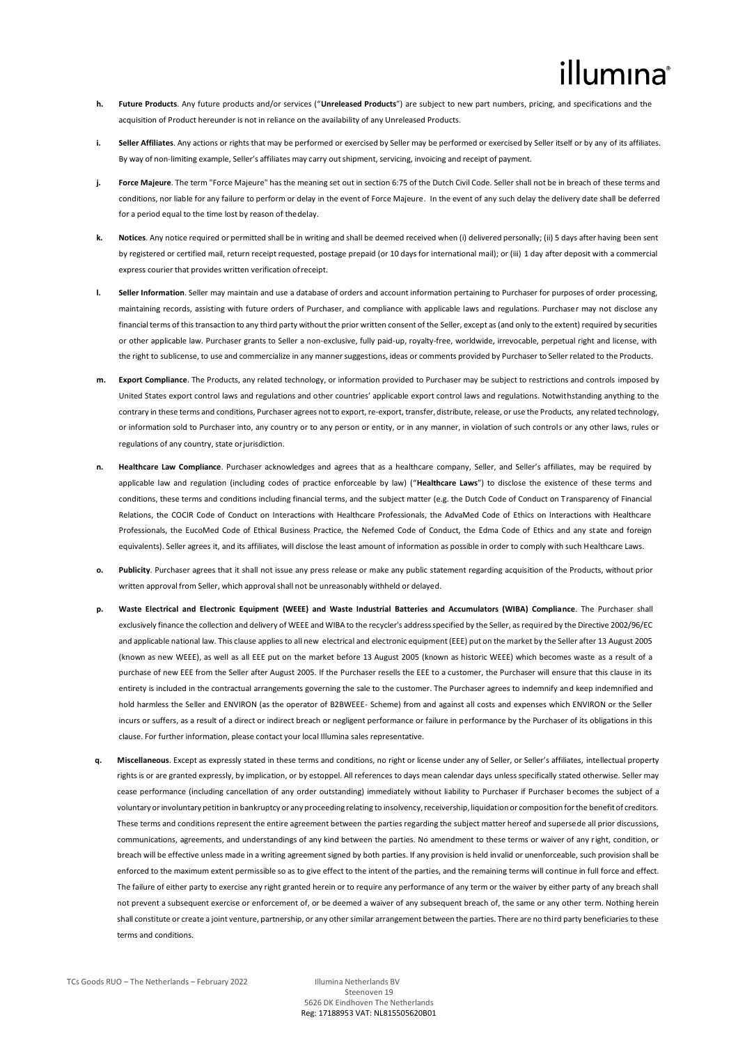**h. Future Products**. Any future products and/or services ("**Unreleased Products**") are subject to new part numbers, pricing, and specifications and the acquisition of Product hereunder is not in reliance on the availability of any Unreleased Products.

**i. Seller Affiliates**. Any actions or rights that may be performed or exercised by Seller may be performed or exercised by Seller itself or by any of its affiliates. By way of non-limiting example, Seller's affiliates may carry out shipment, servicing, invoicing and receipt of payment.

**j. Force Majeure**. The term "Force Majeure" has the meaning set out in section 6:75 of the Dutch Civil Code. Seller shall not be in breach of these terms and conditions, nor liable for any failure to perform or delay in the event of Force Majeure. In the event of any such delay the delivery date shall be deferred for a period equal to the time lost by reason of thedelay.

**k. Notices**. Any notice required or permitted shall be in writing and shall be deemed received when (i) delivered personally; (ii) 5 days after having been sent by registered or certified mail, return receipt requested, postage prepaid (or 10 days for international mail); or (iii) 1 day after deposit with a commercial express courier that provides written verification ofreceipt.

**l. Seller Information**. Seller may maintain and use a database of orders and account information pertaining to Purchaser for purposes of order processing, maintaining records, assisting with future orders of Purchaser, and compliance with applicable laws and regulations. Purchaser may not disclose any financial terms of this transaction to any third party without the prior written consent of the Seller, except as (and only to the extent) required by securities or other applicable law. Purchaser grants to Seller a non-exclusive, fully paid-up, royalty-free, worldwide, irrevocable, perpetual right and license, with the right to sublicense, to use and commercialize in any manner suggestions, ideas or comments provided by Purchaser to Seller related to the Products.

**m. Export Compliance**. The Products, any related technology, or information provided to Purchaser may be subject to restrictions and controls imposed by United States export control laws and regulations and other countries' applicable export control laws and regulations. Notwithstanding anything to the contrary in these terms and conditions, Purchaser agrees not to export, re-export, transfer, distribute, release, or use the Products, any related technology, or information sold to Purchaser into, any country or to any person or entity, or in any manner, in violation of such controls or any other laws, rules or regulations of any country, state orjurisdiction.

**n. Healthcare Law Compliance**. Purchaser acknowledges and agrees that as a healthcare company, Seller, and Seller's affiliates, may be required by applicable law and regulation (including codes of practice enforceable by law) ("**Healthcare Laws**") to disclose the existence of these terms and conditions, these terms and conditions including financial terms, and the subject matter (e.g. the Dutch Code of Conduct on Transparency of Financial Relations, the COCIR Code of Conduct on Interactions with Healthcare Professionals, the AdvaMed Code of Ethics on Interactions with Healthcare Professionals, the EucoMed Code of Ethical Business Practice, the Nefemed Code of Conduct, the Edma Code of Ethics and any state and foreign equivalents). Seller agrees it, and its affiliates, will disclose the least amount of information as possible in order to comply with such Healthcare Laws.

**o. Publicity**. Purchaser agrees that it shall not issue any press release or make any public statement regarding acquisition of the Products, without prior written approval from Seller, which approval shall not be unreasonably withheld or delayed.

**p. Waste Electrical and Electronic Equipment (WEEE) and Waste Industrial Batteries and Accumulators (WIBA) Compliance**. The Purchaser shall exclusively finance the collection and delivery of WEEE and WIBA to the recycler's address specified by the Seller, as required by the Directive 2002/96/EC and applicable national law. This clause applies to all new electrical and electronic equipment (EEE) put on the market by the Seller after 13 August 2005 (known as new WEEE), as well as all EEE put on the market before 13 August 2005 (known as historic WEEE) which becomes waste as a result of a purchase of new EEE from the Seller after August 2005. If the Purchaser resells the EEE to a customer, the Purchaser will ensure that this clause in its entirety is included in the contractual arrangements governing the sale to the customer. The Purchaser agrees to indemnify and keep indemnified and hold harmless the Seller and ENVIRON (as the operator of B2BWEEE- Scheme) from and against all costs and expenses which ENVIRON or the Seller incurs or suffers, as a result of a direct or indirect breach or negligent performance or failure in performance by the Purchaser of its obligations in this clause. For further information, please contact your local Illumina sales representative.

**q. Miscellaneous**. Except as expressly stated in these terms and conditions, no right or license under any of Seller, or Seller's affiliates, intellectual property rights is or are granted expressly, by implication, or by estoppel. All references to days mean calendar days unless specifically stated otherwise. Seller may cease performance (including cancellation of any order outstanding) immediately without liability to Purchaser if Purchaser becomes the subject of a voluntary or involuntary petition in bankruptcy or any proceeding relating to insolvency, receivership, liquidation or composition for the benefit of creditors. These terms and conditions represent the entire agreement between the parties regarding the subject matter hereof and supersede all prior discussions, communications, agreements, and understandings of any kind between the parties. No amendment to these terms or waiver of any right, condition, or breach will be effective unless made in a writing agreement signed by both parties. If any provision is held invalid or unenforceable, such provision shall be enforced to the maximum extent permissible so as to give effect to the intent of the parties, and the remaining terms will continue in full force and effect. The failure of either party to exercise any right granted herein or to require any performance of any term or the waiver by either party of any breach shall not prevent a subsequent exercise or enforcement of, or be deemed a waiver of any subsequent breach of, the same or any other term. Nothing herein shall constitute or create a joint venture, partnership, or any other similar arrangement between the parties. There are no third party beneficiaries to these terms and conditions.